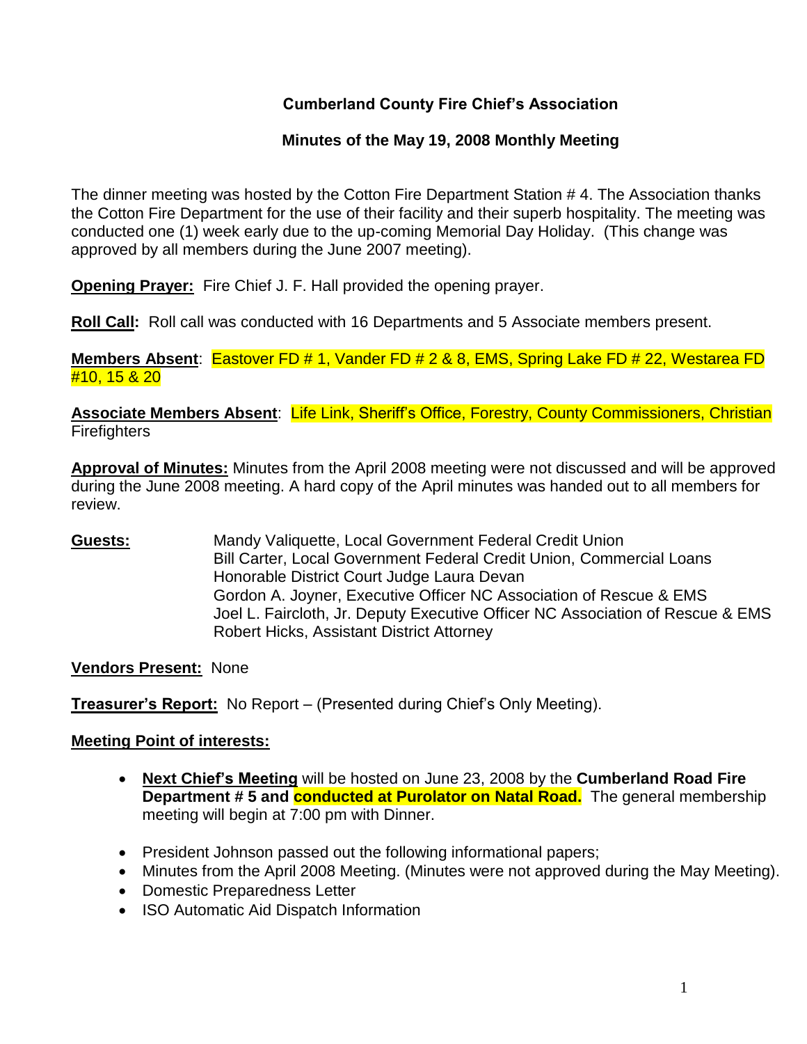**Cumberland County Fire Chief's Association**

**Minutes of the May 19, 2008 Monthly Meeting**

The dinner meeting was hosted by the Cotton Fire Department Station # 4. The Association thanks the Cotton Fire Department for the use of their facility and their superb hospitality. The meeting was conducted one (1) week early due to the up-coming Memorial Day Holiday. (This change was approved by all members during the June 2007 meeting).

**Opening Prayer:** Fire Chief J. F. Hall provided the opening prayer.

**Roll Call:** Roll call was conducted with 16 Departments and 5 Associate members present.

**Members Absent**: Eastover FD # 1, Vander FD # 2 & 8, EMS, Spring Lake FD # 22, Westarea FD #10, 15 & 20

**Associate Members Absent**: Life Link, Sheriff's Office, Forestry, County Commissioners, Christian Firefighters

**Approval of Minutes:** Minutes from the April 2008 meeting were not discussed and will be approved during the June 2008 meeting. A hard copy of the April minutes was handed out to all members for review.

**Guests:**
Mandy Valiquette, Local Government Federal Credit Union
Bill Carter, Local Government Federal Credit Union, Commercial Loans
Honorable District Court Judge Laura Devan
Gordon A. Joyner, Executive Officer NC Association of Rescue & EMS
Joel L. Faircloth, Jr. Deputy Executive Officer NC Association of Rescue & EMS
Robert Hicks, Assistant District Attorney

**Vendors Present:** None

**Treasurer's Report:** No Report – (Presented during Chief's Only Meeting).

**Meeting Point of interests:**

- **Next Chief's Meeting** will be hosted on June 23, 2008 by the **Cumberland Road Fire Department # 5 and conducted at Purolator on Natal Road.** The general membership meeting will begin at 7:00 pm with Dinner.

- President Johnson passed out the following informational papers;
- Minutes from the April 2008 Meeting. (Minutes were not approved during the May Meeting).
- Domestic Preparedness Letter
- ISO Automatic Aid Dispatch Information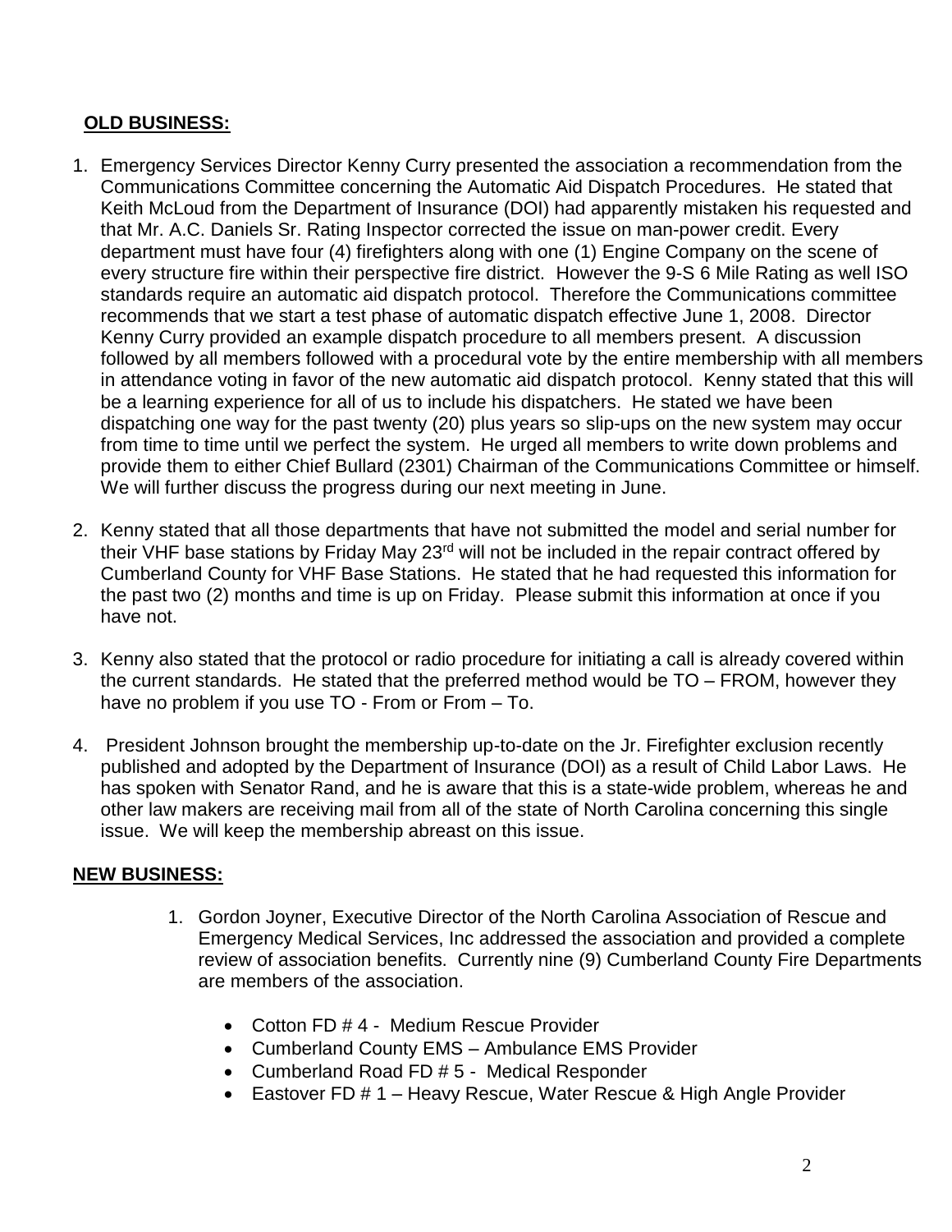**OLD BUSINESS:**

1. Emergency Services Director Kenny Curry presented the association a recommendation from the Communications Committee concerning the Automatic Aid Dispatch Procedures. He stated that Keith McLoud from the Department of Insurance (DOI) had apparently mistaken his requested and that Mr. A.C. Daniels Sr. Rating Inspector corrected the issue on man-power credit. Every department must have four (4) firefighters along with one (1) Engine Company on the scene of every structure fire within their perspective fire district. However the 9-S 6 Mile Rating as well ISO standards require an automatic aid dispatch protocol. Therefore the Communications committee recommends that we start a test phase of automatic dispatch effective June 1, 2008. Director Kenny Curry provided an example dispatch procedure to all members present. A discussion followed by all members followed with a procedural vote by the entire membership with all members in attendance voting in favor of the new automatic aid dispatch protocol. Kenny stated that this will be a learning experience for all of us to include his dispatchers. He stated we have been dispatching one way for the past twenty (20) plus years so slip-ups on the new system may occur from time to time until we perfect the system. He urged all members to write down problems and provide them to either Chief Bullard (2301) Chairman of the Communications Committee or himself. We will further discuss the progress during our next meeting in June.

2. Kenny stated that all those departments that have not submitted the model and serial number for their VHF base stations by Friday May 23rd will not be included in the repair contract offered by Cumberland County for VHF Base Stations. He stated that he had requested this information for the past two (2) months and time is up on Friday. Please submit this information at once if you have not.

3. Kenny also stated that the protocol or radio procedure for initiating a call is already covered within the current standards. He stated that the preferred method would be TO – FROM, however they have no problem if you use TO - From or From – To.

4. President Johnson brought the membership up-to-date on the Jr. Firefighter exclusion recently published and adopted by the Department of Insurance (DOI) as a result of Child Labor Laws. He has spoken with Senator Rand, and he is aware that this is a state-wide problem, whereas he and other law makers are receiving mail from all of the state of North Carolina concerning this single issue. We will keep the membership abreast on this issue.

**NEW BUSINESS:**

1. Gordon Joyner, Executive Director of the North Carolina Association of Rescue and Emergency Medical Services, Inc addressed the association and provided a complete review of association benefits. Currently nine (9) Cumberland County Fire Departments are members of the association.

   - Cotton FD # 4 - Medium Rescue Provider
   - Cumberland County EMS – Ambulance EMS Provider
   - Cumberland Road FD # 5 - Medical Responder
   - Eastover FD # 1 – Heavy Rescue, Water Rescue & High Angle Provider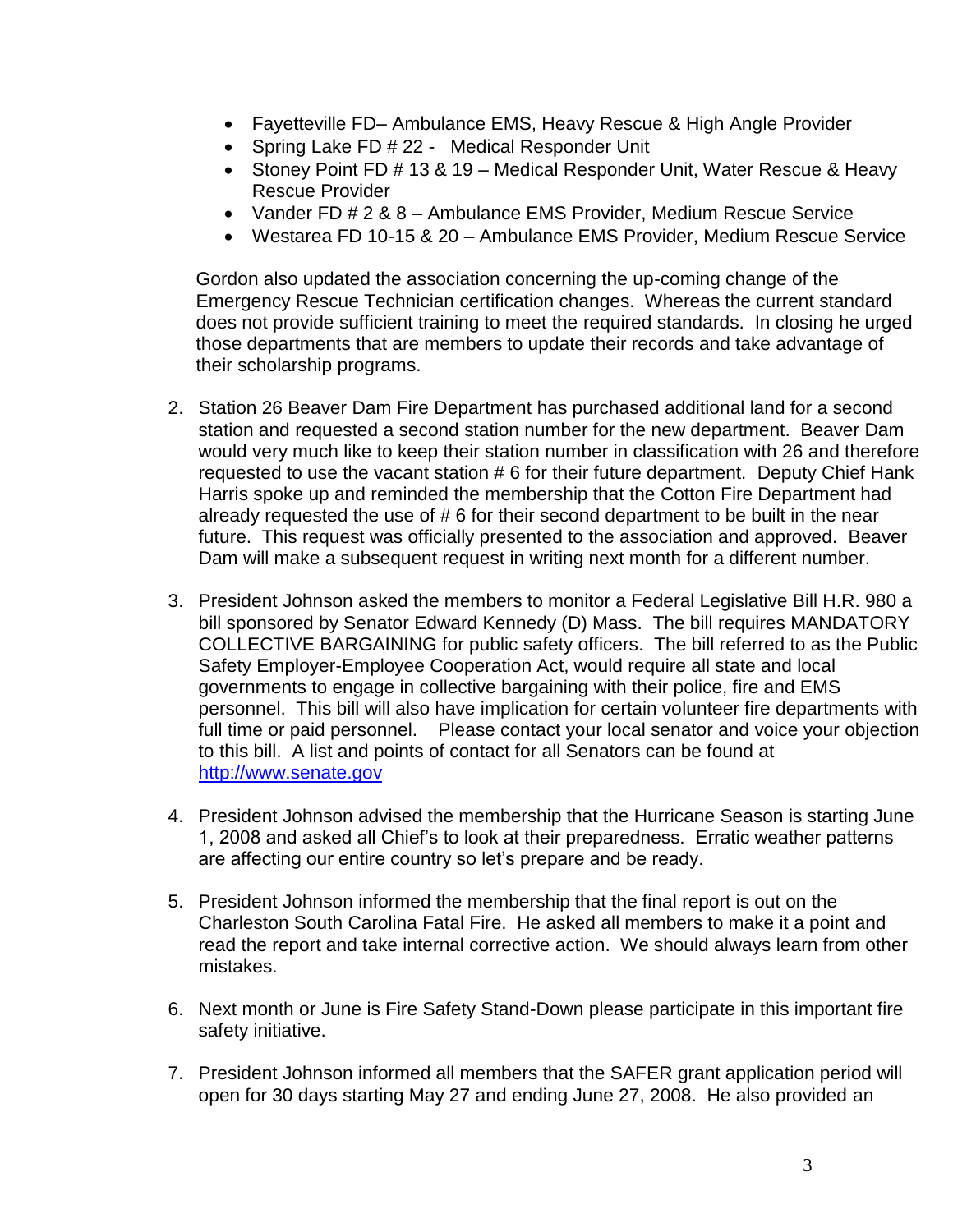- Fayetteville FD– Ambulance EMS, Heavy Rescue & High Angle Provider
- Spring Lake FD # 22 - Medical Responder Unit
- Stoney Point FD # 13 & 19 – Medical Responder Unit, Water Rescue & Heavy Rescue Provider
- Vander FD # 2 & 8 – Ambulance EMS Provider, Medium Rescue Service
- Westarea FD 10-15 & 20 – Ambulance EMS Provider, Medium Rescue Service

Gordon also updated the association concerning the up-coming change of the Emergency Rescue Technician certification changes. Whereas the current standard does not provide sufficient training to meet the required standards. In closing he urged those departments that are members to update their records and take advantage of their scholarship programs.

2. Station 26 Beaver Dam Fire Department has purchased additional land for a second station and requested a second station number for the new department. Beaver Dam would very much like to keep their station number in classification with 26 and therefore requested to use the vacant station # 6 for their future department. Deputy Chief Hank Harris spoke up and reminded the membership that the Cotton Fire Department had already requested the use of # 6 for their second department to be built in the near future. This request was officially presented to the association and approved. Beaver Dam will make a subsequent request in writing next month for a different number.

3. President Johnson asked the members to monitor a Federal Legislative Bill H.R. 980 a bill sponsored by Senator Edward Kennedy (D) Mass. The bill requires MANDATORY COLLECTIVE BARGAINING for public safety officers. The bill referred to as the Public Safety Employer-Employee Cooperation Act, would require all state and local governments to engage in collective bargaining with their police, fire and EMS personnel. This bill will also have implication for certain volunteer fire departments with full time or paid personnel. Please contact your local senator and voice your objection to this bill. A list and points of contact for all Senators can be found at [http://www.senate.gov](http://www.senate.gov)

4. President Johnson advised the membership that the Hurricane Season is starting June 1, 2008 and asked all Chief's to look at their preparedness. Erratic weather patterns are affecting our entire country so let's prepare and be ready.

5. President Johnson informed the membership that the final report is out on the Charleston South Carolina Fatal Fire. He asked all members to make it a point and read the report and take internal corrective action. We should always learn from other mistakes.

6. Next month or June is Fire Safety Stand-Down please participate in this important fire safety initiative.

7. President Johnson informed all members that the SAFER grant application period will open for 30 days starting May 27 and ending June 27, 2008. He also provided an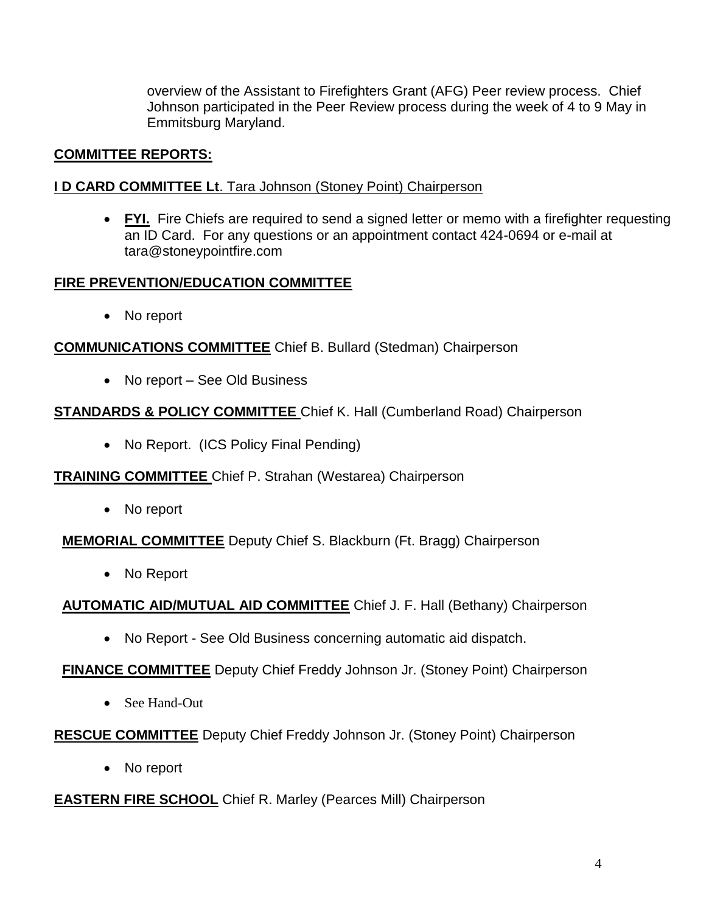overview of the Assistant to Firefighters Grant (AFG) Peer review process. Chief Johnson participated in the Peer Review process during the week of 4 to 9 May in Emmitsburg Maryland.

**COMMITTEE REPORTS:**

**I D CARD COMMITTEE Lt**. Tara Johnson (Stoney Point) Chairperson

- **FYI.** Fire Chiefs are required to send a signed letter or memo with a firefighter requesting an ID Card. For any questions or an appointment contact 424-0694 or e-mail at tara@stoneypointfire.com

**FIRE PREVENTION/EDUCATION COMMITTEE**

- No report

**COMMUNICATIONS COMMITTEE** Chief B. Bullard (Stedman) Chairperson

- No report – See Old Business

**STANDARDS & POLICY COMMITTEE** Chief K. Hall (Cumberland Road) Chairperson

- No Report. (ICS Policy Final Pending)

**TRAINING COMMITTEE** Chief P. Strahan (Westarea) Chairperson

- No report

**MEMORIAL COMMITTEE** Deputy Chief S. Blackburn (Ft. Bragg) Chairperson

- No Report

**AUTOMATIC AID/MUTUAL AID COMMITTEE** Chief J. F. Hall (Bethany) Chairperson

- No Report - See Old Business concerning automatic aid dispatch.

**FINANCE COMMITTEE** Deputy Chief Freddy Johnson Jr. (Stoney Point) Chairperson

- See Hand-Out

**RESCUE COMMITTEE** Deputy Chief Freddy Johnson Jr. (Stoney Point) Chairperson

- No report

**EASTERN FIRE SCHOOL** Chief R. Marley (Pearces Mill) Chairperson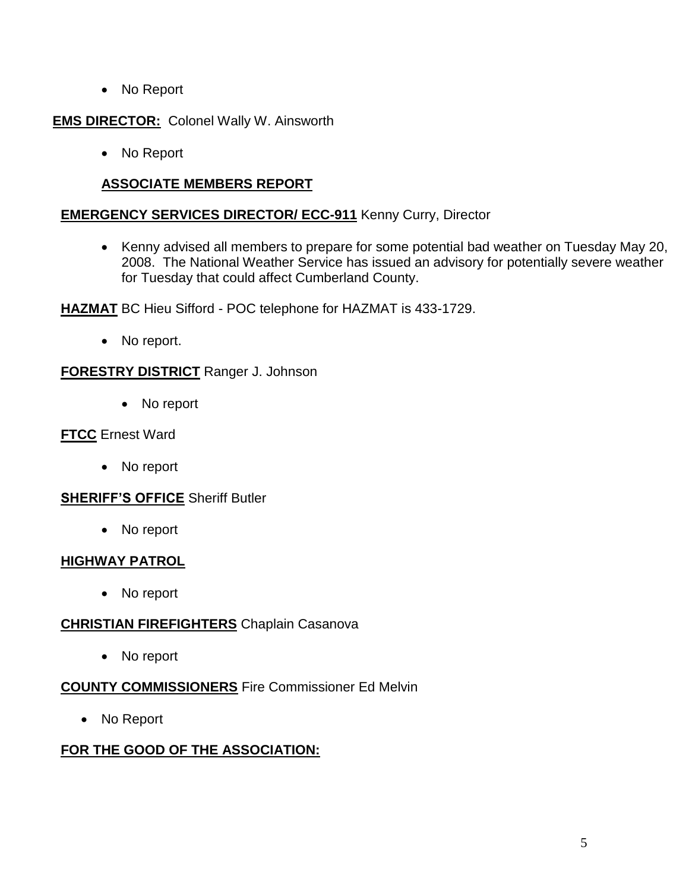- No Report

**EMS DIRECTOR:** Colonel Wally W. Ainsworth

- No Report

## ASSOCIATE MEMBERS REPORT

**EMERGENCY SERVICES DIRECTOR/ ECC-911** Kenny Curry, Director

- Kenny advised all members to prepare for some potential bad weather on Tuesday May 20, 2008. The National Weather Service has issued an advisory for potentially severe weather for Tuesday that could affect Cumberland County.

**HAZMAT** BC Hieu Sifford - POC telephone for HAZMAT is 433-1729.

- No report.

**FORESTRY DISTRICT** Ranger J. Johnson

- No report

**FTCC** Ernest Ward

- No report

**SHERIFF'S OFFICE** Sheriff Butler

- No report

**HIGHWAY PATROL**

- No report

**CHRISTIAN FIREFIGHTERS** Chaplain Casanova

- No report

**COUNTY COMMISSIONERS** Fire Commissioner Ed Melvin

- No Report

**FOR THE GOOD OF THE ASSOCIATION:**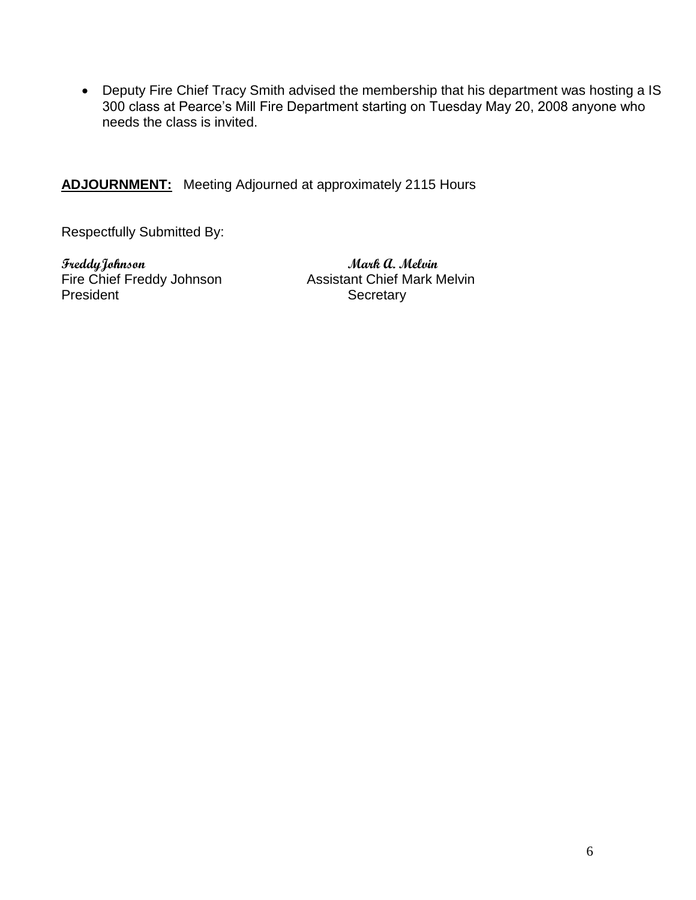- Deputy Fire Chief Tracy Smith advised the membership that his department was hosting a IS 300 class at Pearce's Mill Fire Department starting on Tuesday May 20, 2008 anyone who needs the class is invited.

**ADJOURNMENT:** Meeting Adjourned at approximately 2115 Hours

Respectfully Submitted By:

*Freddy Johnson*
Fire Chief Freddy Johnson
President

*Mark A. Melvin*
Assistant Chief Mark Melvin
Secretary